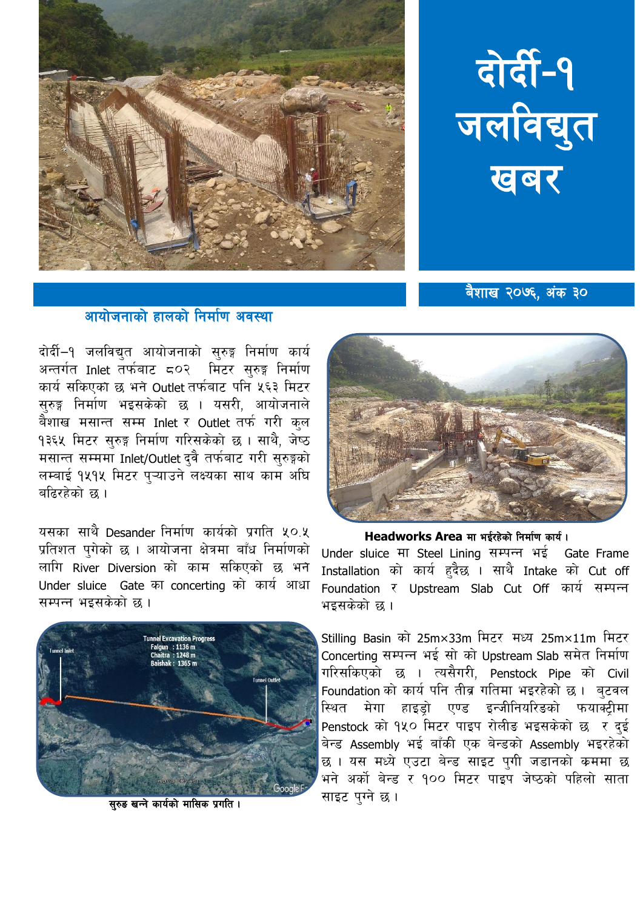# दोर्दी-१ जलविद्युत खबर

बैशाख २०७६, अंक ३०

## आयोजनाको हालको निर्माण अवस्था

दोर्दी–१ जलविद्युत आयोजनाको सुरुङ्ग निर्माण कार्य अन्तर्गत Inlet तर्फबाट ८०२ मिटर सुरुङ्ग निर्माण कार्य सकिएका छ भने Outlet तर्फबाट पनि ५६३ मिटर सुरुङ्ग निर्माण भइसकेको छ । यसरी, आयोजनाले बैशाख मसान्त सम्म Inlet र Outlet तर्फ गरी कुल १३६५ मिटर सुरुङ्ग निर्माण गरिसकेको छ। साथै, जेष्ठ मसान्त सम्ममा Inlet/Outlet दुवै तर्फबाट गरी सुरुङ्गको लम्बाई १५१५ मिटर पुऱ्याउने लक्ष्यका साथ काम अघि बढिरहेको छ।

यसका साथै Desander निर्माण कार्यको प्रगति ५०.५ प्रतिशत पुगेको छ। आयोजना क्षेत्रमा बाँध निर्माणको लागि River Diversion को काम सकिएको छ भने Under sluice Gate का concerting को कार्य आधा सम्पन्न भइसकेको छ।

Tunnel Excavation Progress
Falgun : 1136 m
Chaitra : 1248 m
Baishak : 1365 m

सुरुङ खन्ने कार्यको मासिक प्रगति।

**Headworks Area** मा भईरहेको निर्माण कार्य।

Under sluice मा Steel Lining सम्पन्न भई Gate Frame Installation को कार्य हुदैछ। साथै Intake को Cut off Foundation र Upstream Slab Cut Off कार्य सम्पन्न भइसकेको छ।

Stilling Basin को 25m×33m मिटर मध्य 25m×11m मिटर Concerting सम्पन्न भई सो को Upstream Slab समेत निर्माण गरिसकिएको छ। त्यसैगरी, Penstock Pipe को Civil Foundation को कार्य पनि तीव्र गतिमा भइरहेको छ। बुटवल स्थित मेगा हाइड्रो एण्ड इन्जीनियरिङको फयाक्ट्रीमा Penstock को १५० मिटर पाइप रोलीङ भइसकेको छ र दुई बेन्ड Assembly भई बाँकी एक बेन्डको Assembly भइरहेको छ। यस मध्ये एउटा बेन्ड साइट पुगी जडानको क्रममा छ भने अर्को बेन्ड र १०० मिटर पाइप जेष्ठको पहिलो साता साइट पुग्ने छ।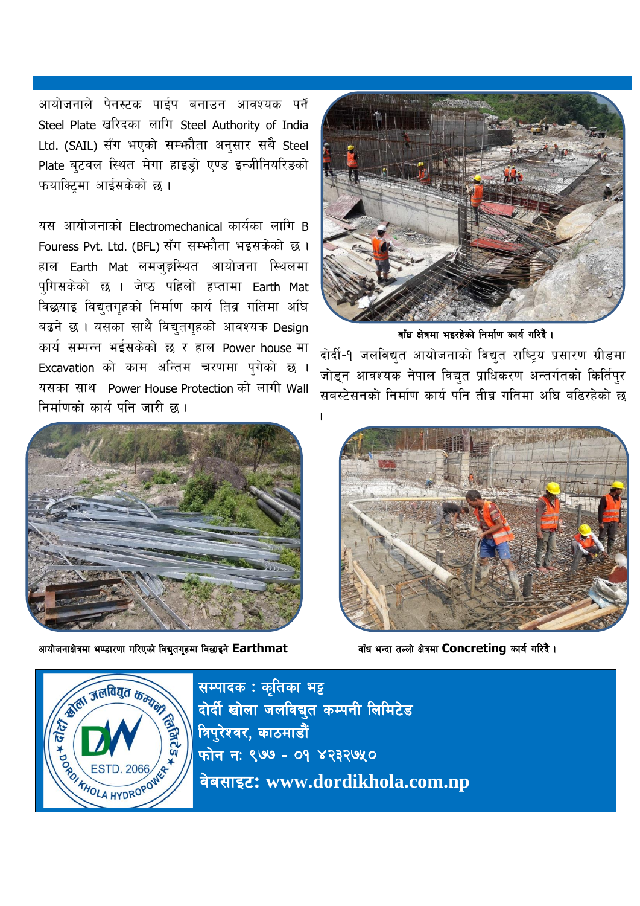आयोजनाले पेनस्टक पाईप बनाउन आवश्यक पर्ने Steel Plate खरिदका लागि Steel Authority of India Ltd. (SAIL) सँग भएको सम्झौता अनुसार सबै Steel Plate बुटवल स्थित मेगा हाइड्रो एण्ड इन्जीनियरिङको फयाक्ट्रिमा आईसकेको छ ।

यस आयोजनाको Electromechanical कार्यका लागि B Fouress Pvt. Ltd. (BFL) सँग सम्झौता भइसकेको छ । हाल Earth Mat लमजुङस्थित आयोजना स्थलमा पुगिसकेको छ । जेष्ठ पहिलो हप्तामा Earth Mat विछ्याइ विद्युतगृहको निर्माण कार्य तिव्र गतिमा अघि बढ्ने छ । यसका साथै विद्युतगृहको आवश्यक Design कार्य सम्पन्न भईसकेको छ र हाल Power house मा Excavation को काम अन्तिम चरणमा पुगेको छ । यसका साथ Power House Protection को लागी Wall निर्माणको कार्य पनि जारी छ ।

बाँध क्षेत्रमा भइरहेको निर्माण कार्य गरिदै ।

दोर्दी-१ जलविद्युत आयोजनाको विद्युत राष्ट्रिय प्रसारण ग्रीडमा जोड्न आवश्यक नेपाल विद्युत प्राधिकरण अन्तर्गतको किर्तिपुर सबस्टेसनको निर्माण कार्य पनि तीब्र गतिमा अघि बढिरहेको छ ।

आयोजनाक्षेत्रमा भण्डारण गरिएको विद्युतगृहमा विछ्याइने **Earthmat**

बाँध भन्दा तल्लो क्षेत्रमा **Concreting** कार्य गरिदै ।

दोर्दी खोला जलविद्युत कम्पनी लिमिटेड
ESTD. 2066
DORDI KHOLA HYDROPOWER

**सम्पादक : कृतिका भट्ट**
**दोर्दी खोला जलविद्युत कम्पनी लिमिटेड**
**त्रिपुरेश्वर, काठमाडौं**
**फोन नः ९७७ - ०१ ४२३२७५०**
**वेबसाइट: www.dordikhola.com.np**